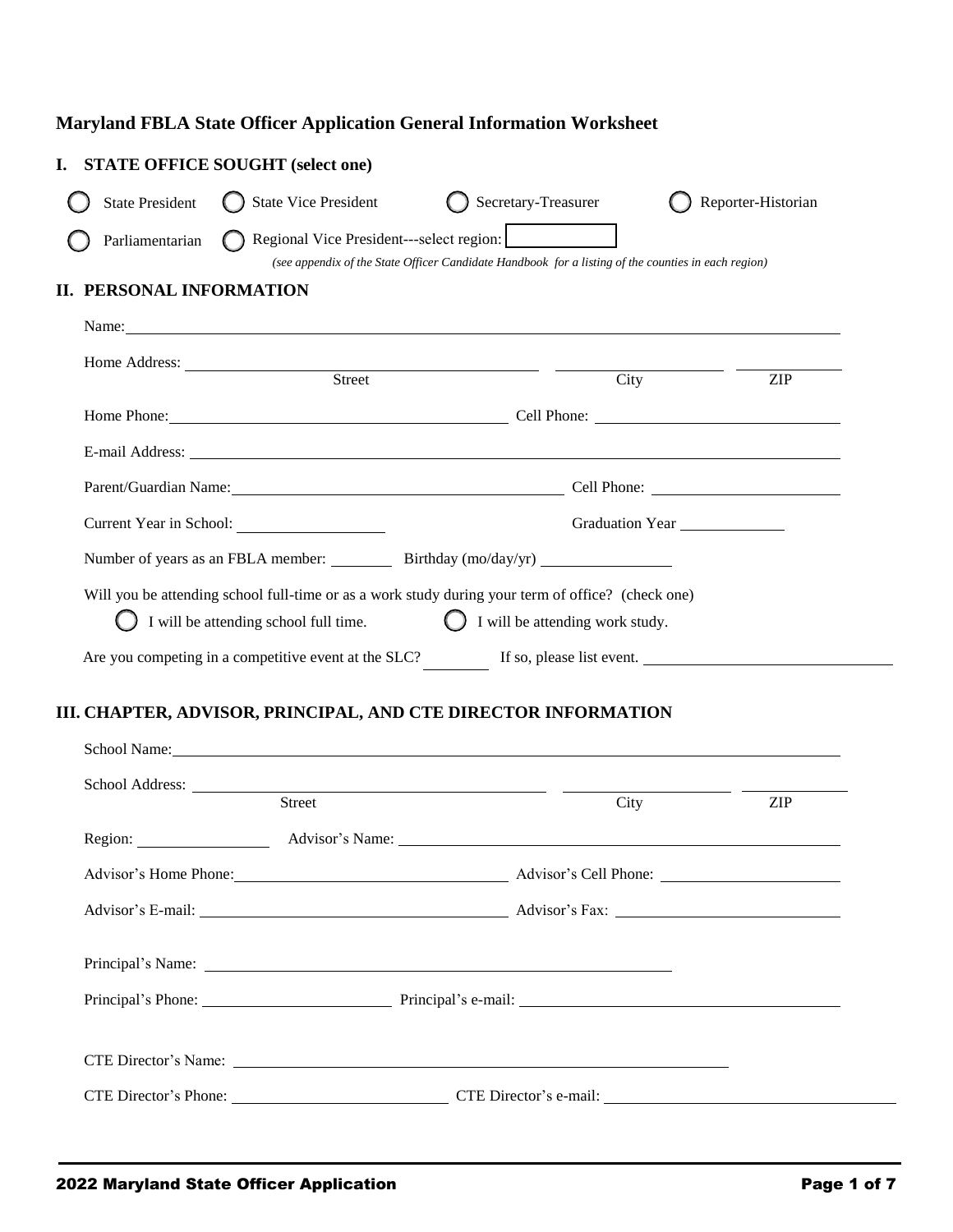# Maryland FBLA State Officer Application General Information Worksheet

## I. STATE OFFICE SOUGHT (select one)

- ◯ State President
- ◯ State Vice President
- ◯ Secretary-Treasurer
- ◯ Reporter-Historian
- ◯ Parliamentarian
- ◯ Regional Vice President---select region: ____________

*(see appendix of the State Officer Candidate Handbook for a listing of the counties in each region)*

## II. PERSONAL INFORMATION

Name: ______________________________________________

Home Address: ______________________ ______________ __________
Street City ZIP

Home Phone: ______________________ Cell Phone: ______________________

E-mail Address: ______________________________________________

Parent/Guardian Name: ______________________ Cell Phone: ______________________

Current Year in School: __________ Graduation Year __________

Number of years as an FBLA member: ________ Birthday (mo/day/yr) ______________

Will you be attending school full-time or as a work study during your term of office? (check one)

- ◯ I will be attending school full time.
- ◯ I will be attending work study.

Are you competing in a competitive event at the SLC? ________ If so, please list event. ______________________

## III. CHAPTER, ADVISOR, PRINCIPAL, AND CTE DIRECTOR INFORMATION

School Name: ______________________________________________

School Address: ______________________ ______________ __________
Street City ZIP

Region: __________ Advisor's Name: ______________________________

Advisor's Home Phone: ______________________ Advisor's Cell Phone: ______________________

Advisor's E-mail: ______________________ Advisor's Fax: ______________________

Principal's Name: ______________________________________________

Principal's Phone: ______________________ Principal's e-mail: ______________________

CTE Director's Name: ______________________________________________

CTE Director's Phone: ______________________ CTE Director's e-mail: ______________________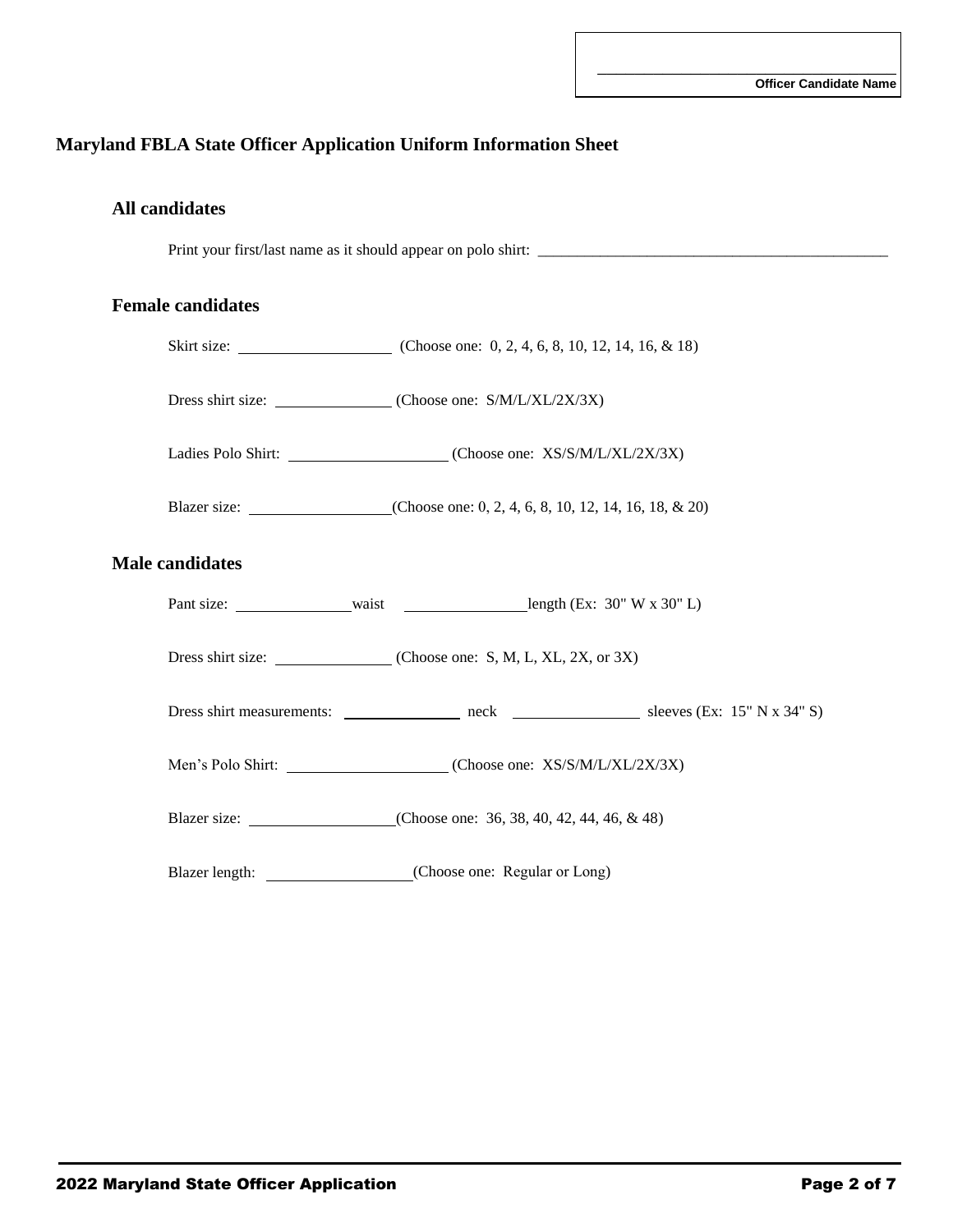Officer Candidate Name: ____________________

# Maryland FBLA State Officer Application Uniform Information Sheet

## All candidates

Print your first/last name as it should appear on polo shirt: ____________________

## Female candidates

Skirt size: ____________________ (Choose one: 0, 2, 4, 6, 8, 10, 12, 14, 16, & 18)

Dress shirt size: ____________________ (Choose one: S/M/L/XL/2X/3X)

Ladies Polo Shirt: ____________________ (Choose one: XS/S/M/L/XL/2X/3X)

Blazer size: ____________________ (Choose one: 0, 2, 4, 6, 8, 10, 12, 14, 16, 18, & 20)

## Male candidates

Pant size: ____________________ waist ____________________ length (Ex: 30" W x 30" L)

Dress shirt size: ____________________ (Choose one: S, M, L, XL, 2X, or 3X)

Dress shirt measurements: ____________________ neck ____________________ sleeves (Ex: 15" N x 34" S)

Men's Polo Shirt: ____________________ (Choose one: XS/S/M/L/XL/2X/3X)

Blazer size: ____________________ (Choose one: 36, 38, 40, 42, 44, 46, & 48)

Blazer length: ____________________ (Choose one: Regular or Long)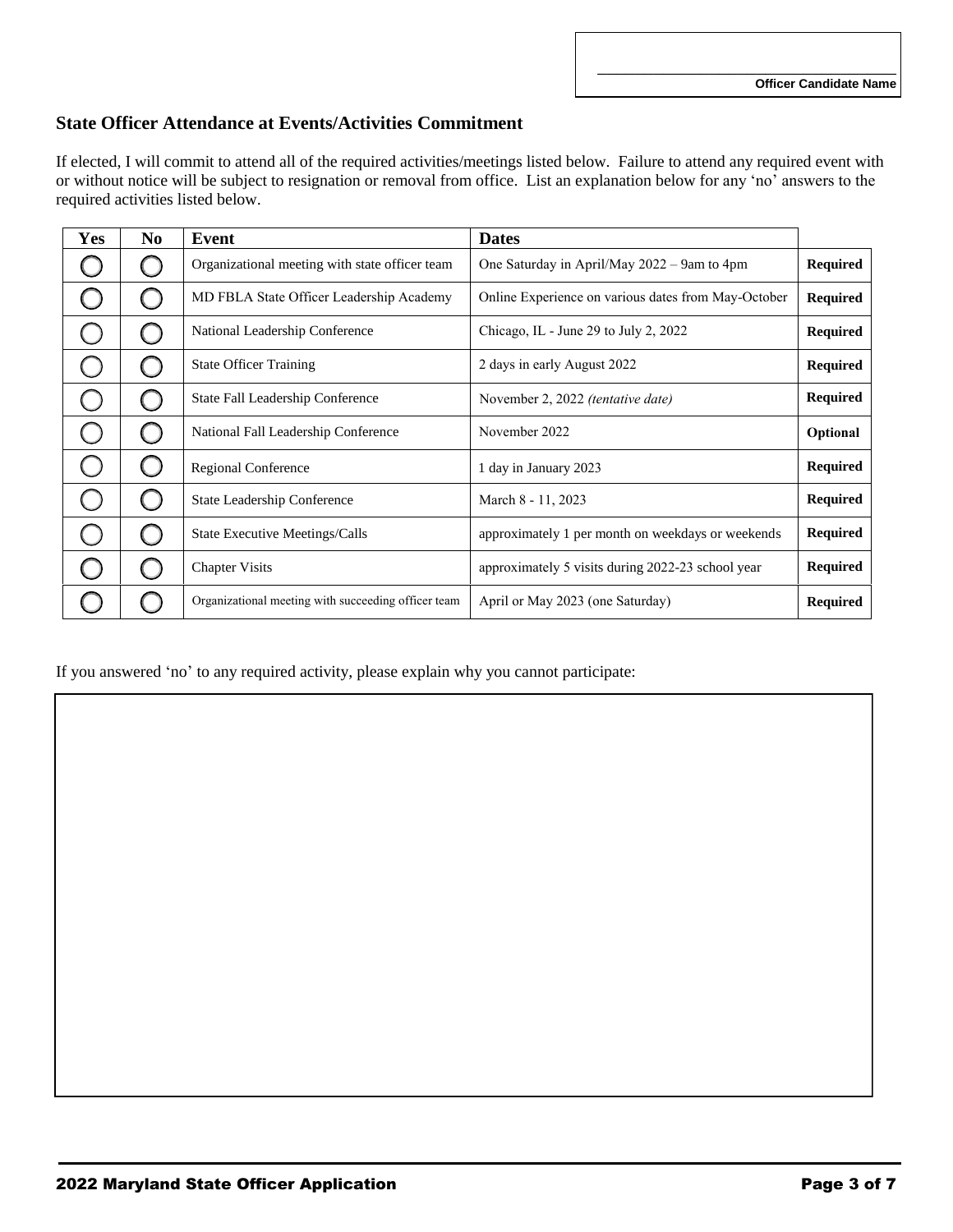Officer Candidate Name

## State Officer Attendance at Events/Activities Commitment

If elected, I will commit to attend all of the required activities/meetings listed below. Failure to attend any required event with or without notice will be subject to resignation or removal from office. List an explanation below for any 'no' answers to the required activities listed below.

| Yes | No | Event | Dates | |
|---|---|---|---|---|
| ◯ | ◯ | Organizational meeting with state officer team | One Saturday in April/May 2022 – 9am to 4pm | **Required** |
| ◯ | ◯ | MD FBLA State Officer Leadership Academy | Online Experience on various dates from May-October | **Required** |
| ◯ | ◯ | National Leadership Conference | Chicago, IL - June 29 to July 2, 2022 | **Required** |
| ◯ | ◯ | State Officer Training | 2 days in early August 2022 | **Required** |
| ◯ | ◯ | State Fall Leadership Conference | November 2, 2022 *(tentative date)* | **Required** |
| ◯ | ◯ | National Fall Leadership Conference | November 2022 | **Optional** |
| ◯ | ◯ | Regional Conference | 1 day in January 2023 | **Required** |
| ◯ | ◯ | State Leadership Conference | March 8 - 11, 2023 | **Required** |
| ◯ | ◯ | State Executive Meetings/Calls | approximately 1 per month on weekdays or weekends | **Required** |
| ◯ | ◯ | Chapter Visits | approximately 5 visits during 2022-23 school year | **Required** |
| ◯ | ◯ | Organizational meeting with succeeding officer team | April or May 2023 (one Saturday) | **Required** |

If you answered 'no' to any required activity, please explain why you cannot participate: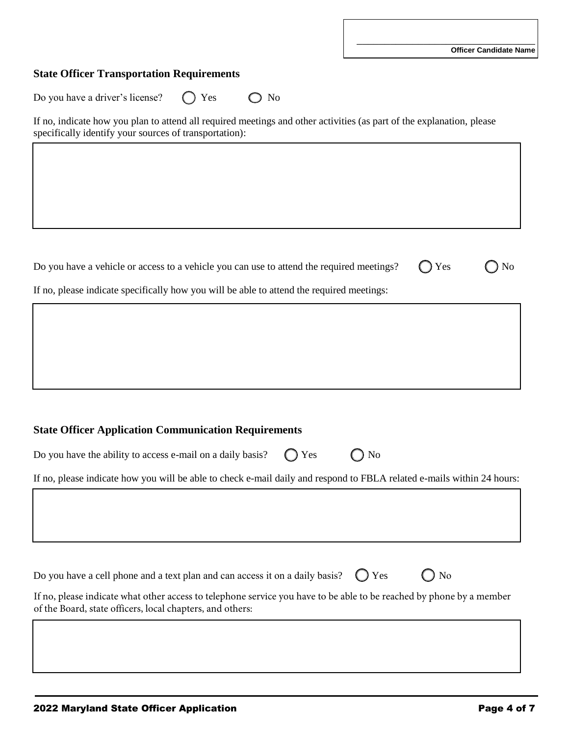Officer Candidate Name

## State Officer Transportation Requirements

Do you have a driver's license? ◯ Yes ◯ No

If no, indicate how you plan to attend all required meetings and other activities (as part of the explanation, please specifically identify your sources of transportation):

Do you have a vehicle or access to a vehicle you can use to attend the required meetings? ◯ Yes ◯ No

If no, please indicate specifically how you will be able to attend the required meetings:

## State Officer Application Communication Requirements

Do you have the ability to access e-mail on a daily basis? ◯ Yes ◯ No

If no, please indicate how you will be able to check e-mail daily and respond to FBLA related e-mails within 24 hours:

Do you have a cell phone and a text plan and can access it on a daily basis? ◯ Yes ◯ No

If no, please indicate what other access to telephone service you have to be able to be reached by phone by a member of the Board, state officers, local chapters, and others: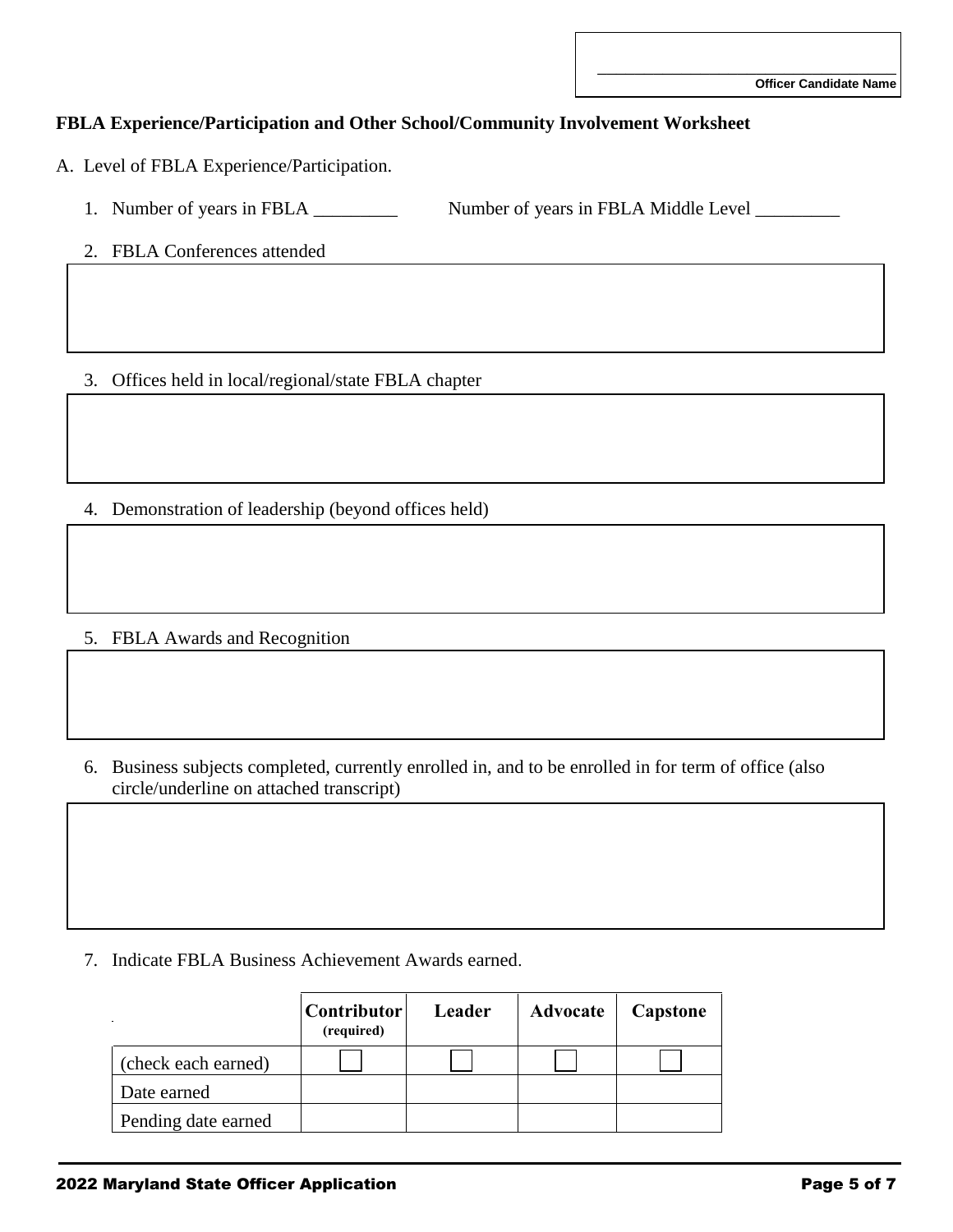\_\_\_\_\_\_\_\_\_\_\_\_\_\_\_\_\_\_\_\_\_\_\_\_\_\_\_\_\_\_\_\_\_\_
**Officer Candidate Name**

**FBLA Experience/Participation and Other School/Community Involvement Worksheet**

A. Level of FBLA Experience/Participation.

1. Number of years in FBLA _________ Number of years in FBLA Middle Level _________

2. FBLA Conferences attended

3. Offices held in local/regional/state FBLA chapter

4. Demonstration of leadership (beyond offices held)

5. FBLA Awards and Recognition

6. Business subjects completed, currently enrolled in, and to be enrolled in for term of office (also circle/underline on attached transcript)

7. Indicate FBLA Business Achievement Awards earned.

| | Contributor (required) | Leader | Advocate | Capstone |
|---|---|---|---|---|
| (check each earned) | ☐ | ☐ | ☐ | ☐ |
| Date earned | | | | |
| Pending date earned | | | | |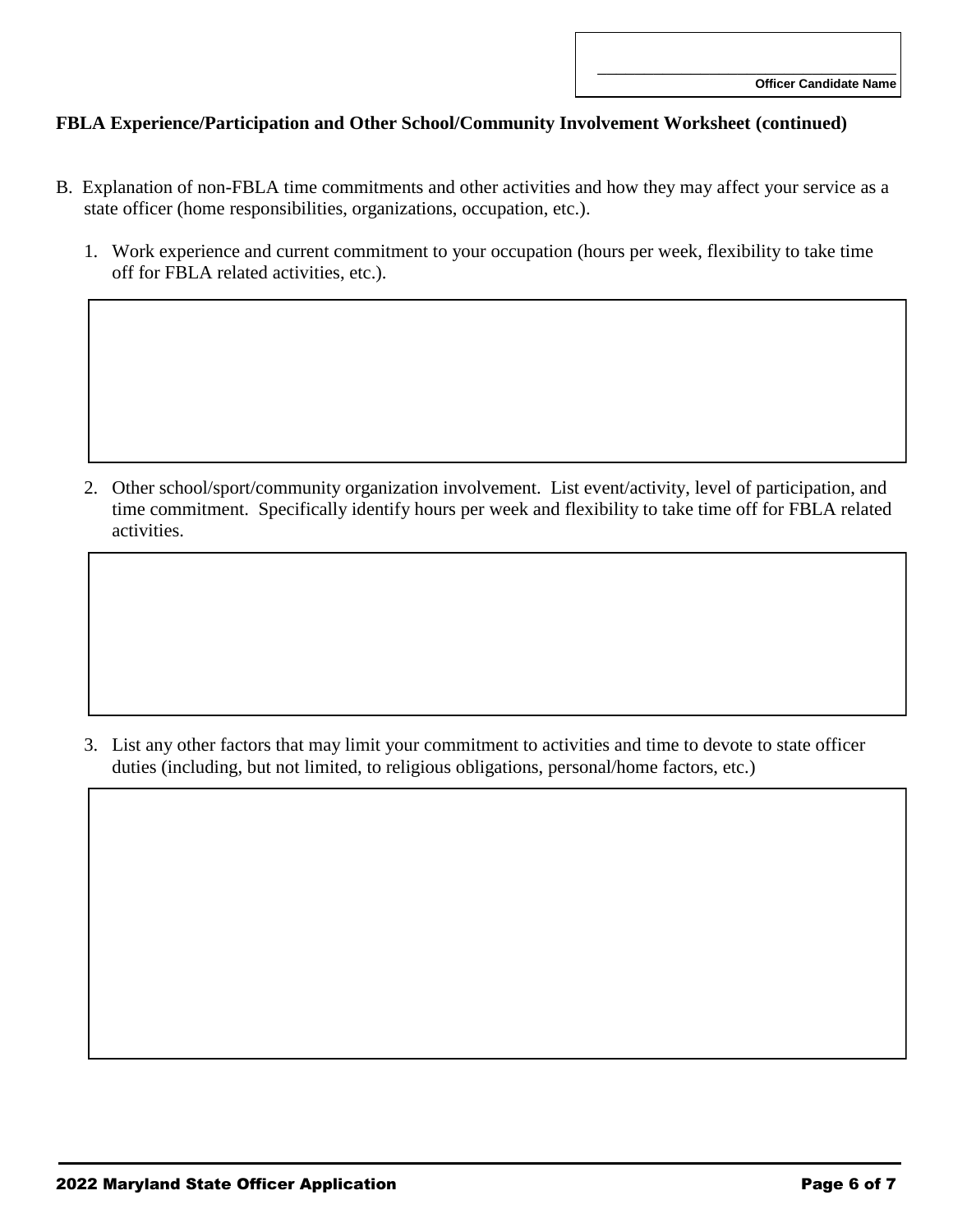Officer Candidate Name

**FBLA Experience/Participation and Other School/Community Involvement Worksheet (continued)**

B. Explanation of non-FBLA time commitments and other activities and how they may affect your service as a state officer (home responsibilities, organizations, occupation, etc.).

1. Work experience and current commitment to your occupation (hours per week, flexibility to take time off for FBLA related activities, etc.).

2. Other school/sport/community organization involvement. List event/activity, level of participation, and time commitment. Specifically identify hours per week and flexibility to take time off for FBLA related activities.

3. List any other factors that may limit your commitment to activities and time to devote to state officer duties (including, but not limited, to religious obligations, personal/home factors, etc.)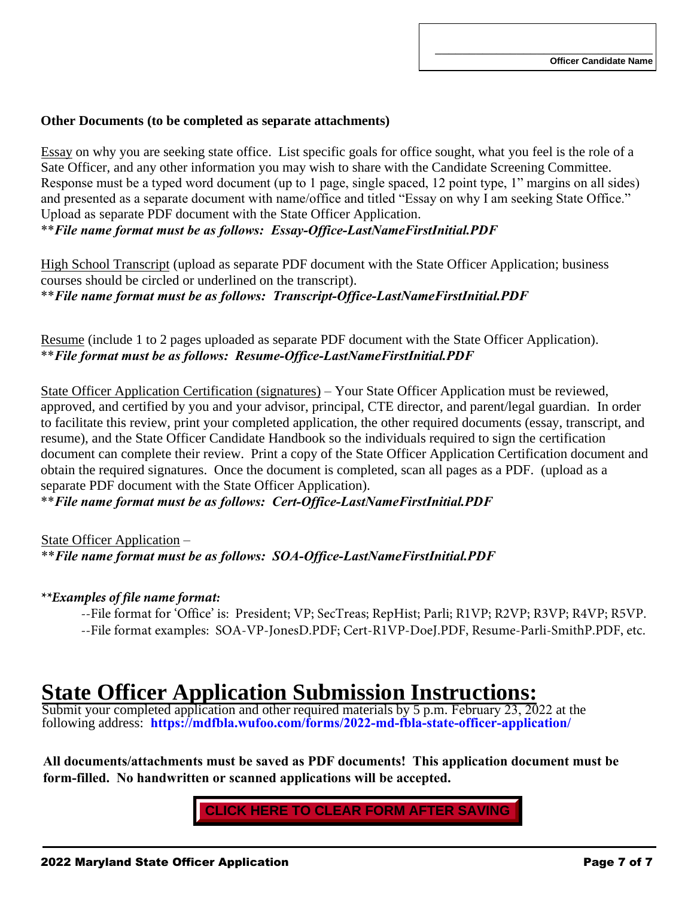Officer Candidate Name

**Other Documents (to be completed as separate attachments)**

Essay on why you are seeking state office. List specific goals for office sought, what you feel is the role of a Sate Officer, and any other information you may wish to share with the Candidate Screening Committee. Response must be a typed word document (up to 1 page, single spaced, 12 point type, 1" margins on all sides) and presented as a separate document with name/office and titled "Essay on why I am seeking State Office." Upload as separate PDF document with the State Officer Application.
**\*\*File name format must be as follows: Essay-Office-LastNameFirstInitial.PDF***

High School Transcript (upload as separate PDF document with the State Officer Application; business courses should be circled or underlined on the transcript).
**\*\*File name format must be as follows: Transcript-Office-LastNameFirstInitial.PDF***

Resume (include 1 to 2 pages uploaded as separate PDF document with the State Officer Application).
**\*\*File format must be as follows: Resume-Office-LastNameFirstInitial.PDF***

State Officer Application Certification (signatures) – Your State Officer Application must be reviewed, approved, and certified by you and your advisor, principal, CTE director, and parent/legal guardian. In order to facilitate this review, print your completed application, the other required documents (essay, transcript, and resume), and the State Officer Candidate Handbook so the individuals required to sign the certification document can complete their review. Print a copy of the State Officer Application Certification document and obtain the required signatures. Once the document is completed, scan all pages as a PDF. (upload as a separate PDF document with the State Officer Application).
**\*\*File name format must be as follows: Cert-Office-LastNameFirstInitial.PDF***

State Officer Application –
**\*\*File name format must be as follows: SOA-Office-LastNameFirstInitial.PDF***

***\*\*Examples of file name format:***

--File format for 'Office' is: President; VP; SecTreas; RepHist; Parli; R1VP; R2VP; R3VP; R4VP; R5VP.
--File format examples: SOA-VP-JonesD.PDF; Cert-R1VP-DoeJ.PDF, Resume-Parli-SmithP.PDF, etc.

# State Officer Application Submission Instructions:

Submit your completed application and other required materials by 5 p.m. February 23, 2022 at the following address: **https://mdfbla.wufoo.com/forms/2022-md-fbla-state-officer-application/**

**All documents/attachments must be saved as PDF documents! This application document must be form-filled. No handwritten or scanned applications will be accepted.**

**CLICK HERE TO CLEAR FORM AFTER SAVING**